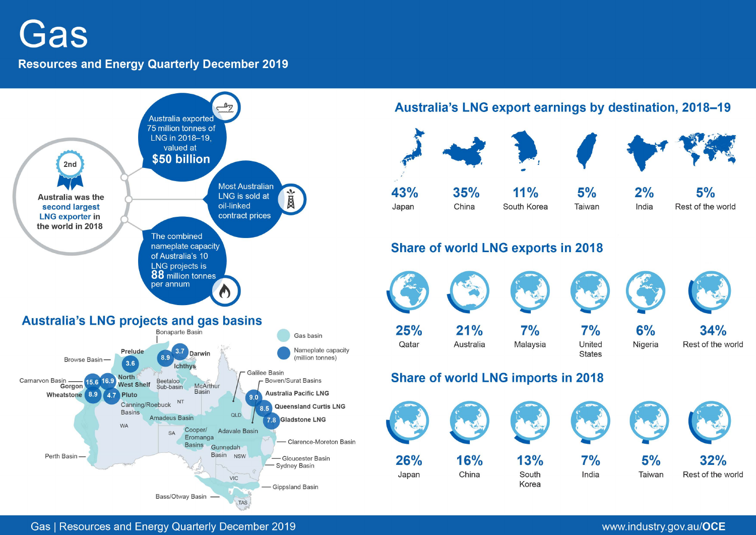# Gas

## Resources and Energy Quarterly December 2019

**2nd**

Australia was the **second largest LNG exporter** in the world in 2018

Australia exported 75 million tonnes of LNG in 2018–19, valued at **$50 billion**

Most Australian LNG is sold at oil-linked contract prices

The combined nameplate capacity of Australia's 10 LNG projects is **88** million tonnes per annum

## Australia's LNG export earnings by destination, 2018–19

| 43% | 35% | 11% | 5% | 2% | 5% |
|---|---|---|---|---|---|
| Japan | China | South Korea | Taiwan | India | Rest of the world |

## Share of world LNG exports in 2018

| 25% | 21% | 7% | 7% | 6% | 34% |
|---|---|---|---|---|---|
| Qatar | Australia | Malaysia | United States | Nigeria | Rest of the world |

## Share of world LNG imports in 2018

| 26% | 16% | 13% | 7% | 5% | 32% |
|---|---|---|---|---|---|
| Japan | China | South Korea | India | Taiwan | Rest of the world |

## Australia's LNG projects and gas basins

Legend: Gas basin; Nameplate capacity (million tonnes)

| LNG project | Nameplate capacity (million tonnes) |
|---|---|
| Prelude | 3.6 |
| Ichthys | 8.9 |
| Darwin | 3.7 |
| North West Shelf | 16.9 |
| Gorgon | 15.6 |
| Wheatstone | 8.9 |
| Pluto | 4.7 |
| Australia Pacific LNG | 9.0 |
| Queensland Curtis LNG | 8.5 |
| Gladstone LNG | 7.8 |

Gas basins: Bonaparte Basin, Browse Basin, Carnarvon Basin, Beetaloo Sub-basin, McArthur Basin, Canning/Roebuck Basins, Amadeus Basin, Galilee Basin, Bowen/Surat Basins, Cooper/Eromanga Basins, Adavale Basin, Clarence-Moreton Basin, Gunnedah Basin, Gloucester Basin, Sydney Basin, Perth Basin, Gippsland Basin, Bass/Otway Basin

States/territories: WA, NT, SA, QLD, NSW, VIC, TAS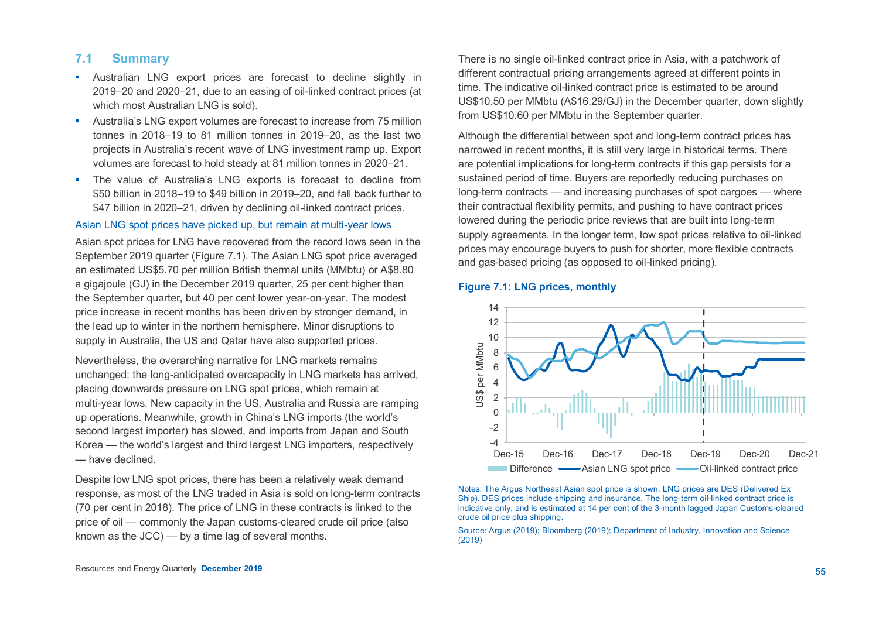## 7.1 Summary

- Australian LNG export prices are forecast to decline slightly in 2019–20 and 2020–21, due to an easing of oil-linked contract prices (at which most Australian LNG is sold).
- Australia's LNG export volumes are forecast to increase from 75 million tonnes in 2018–19 to 81 million tonnes in 2019–20, as the last two projects in Australia's recent wave of LNG investment ramp up. Export volumes are forecast to hold steady at 81 million tonnes in 2020–21.
- The value of Australia's LNG exports is forecast to decline from $50 billion in 2018–19 to $49 billion in 2019–20, and fall back further to $47 billion in 2020–21, driven by declining oil-linked contract prices.

### Asian LNG spot prices have picked up, but remain at multi-year lows

Asian spot prices for LNG have recovered from the record lows seen in the September 2019 quarter (Figure 7.1). The Asian LNG spot price averaged an estimated US$5.70 per million British thermal units (MMbtu) or A$8.80 a gigajoule (GJ) in the December 2019 quarter, 25 per cent higher than the September quarter, but 40 per cent lower year-on-year. The modest price increase in recent months has been driven by stronger demand, in the lead up to winter in the northern hemisphere. Minor disruptions to supply in Australia, the US and Qatar have also supported prices.

Nevertheless, the overarching narrative for LNG markets remains unchanged: the long-anticipated overcapacity in LNG markets has arrived, placing downwards pressure on LNG spot prices, which remain at multi-year lows. New capacity in the US, Australia and Russia are ramping up operations. Meanwhile, growth in China's LNG imports (the world's second largest importer) has slowed, and imports from Japan and South Korea — the world's largest and third largest LNG importers, respectively — have declined.

Despite low LNG spot prices, there has been a relatively weak demand response, as most of the LNG traded in Asia is sold on long-term contracts (70 per cent in 2018). The price of LNG in these contracts is linked to the price of oil — commonly the Japan customs-cleared crude oil price (also known as the JCC) — by a time lag of several months.

There is no single oil-linked contract price in Asia, with a patchwork of different contractual pricing arrangements agreed at different points in time. The indicative oil-linked contract price is estimated to be around US$10.50 per MMbtu (A$16.29/GJ) in the December quarter, down slightly from US$10.60 per MMbtu in the September quarter.

Although the differential between spot and long-term contract prices has narrowed in recent months, it is still very large in historical terms. There are potential implications for long-term contracts if this gap persists for a sustained period of time. Buyers are reportedly reducing purchases on long-term contracts — and increasing purchases of spot cargoes — where their contractual flexibility permits, and pushing to have contract prices lowered during the periodic price reviews that are built into long-term supply agreements. In the longer term, low spot prices relative to oil-linked prices may encourage buyers to push for shorter, more flexible contracts and gas-based pricing (as opposed to oil-linked pricing).

**Figure 7.1: LNG prices, monthly**

Notes: The Argus Northeast Asian spot price is shown. LNG prices are DES (Delivered Ex Ship). DES prices include shipping and insurance. The long-term oil-linked contract price is indicative only, and is estimated at 14 per cent of the 3-month lagged Japan Customs-cleared crude oil price plus shipping.

Source: Argus (2019); Bloomberg (2019); Department of Industry, Innovation and Science (2019)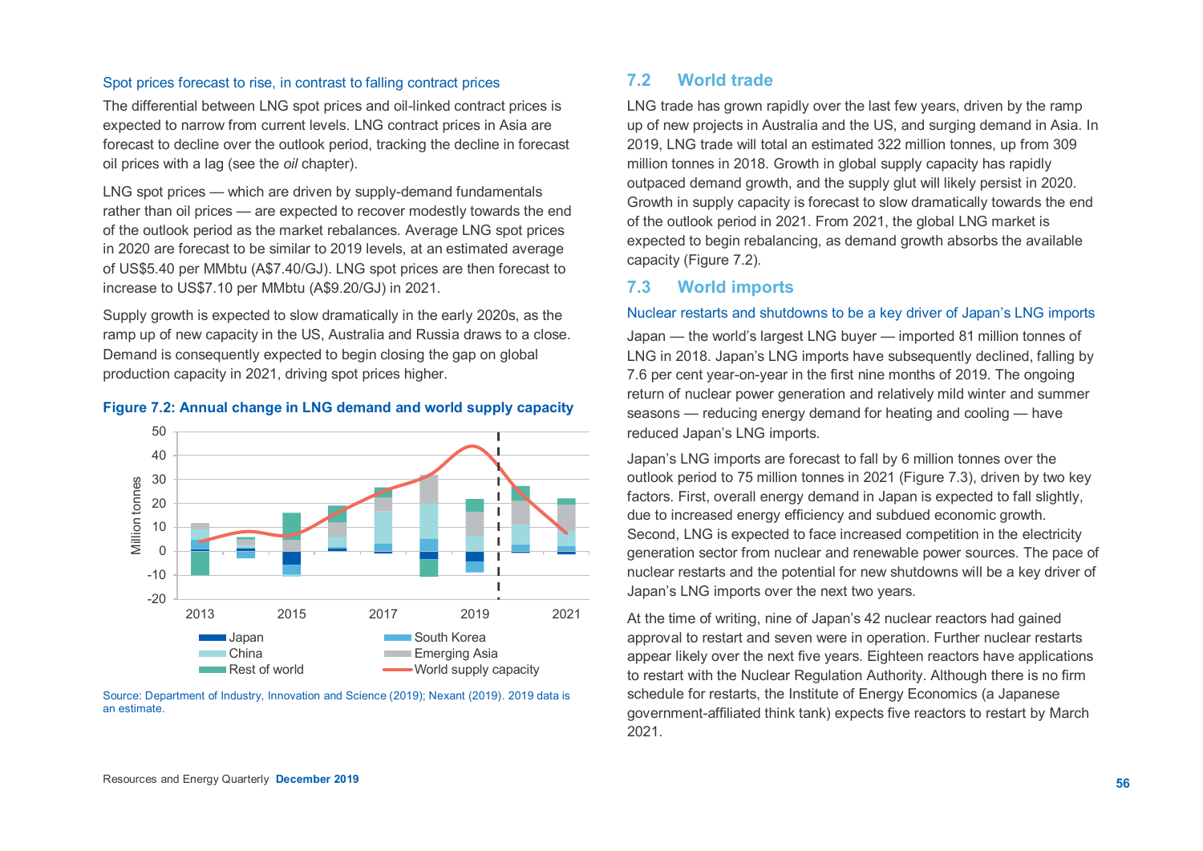### Spot prices forecast to rise, in contrast to falling contract prices

The differential between LNG spot prices and oil-linked contract prices is expected to narrow from current levels. LNG contract prices in Asia are forecast to decline over the outlook period, tracking the decline in forecast oil prices with a lag (see the *oil* chapter).

LNG spot prices — which are driven by supply-demand fundamentals rather than oil prices — are expected to recover modestly towards the end of the outlook period as the market rebalances. Average LNG spot prices in 2020 are forecast to be similar to 2019 levels, at an estimated average of US$5.40 per MMbtu (A$7.40/GJ). LNG spot prices are then forecast to increase to US$7.10 per MMbtu (A$9.20/GJ) in 2021.

Supply growth is expected to slow dramatically in the early 2020s, as the ramp up of new capacity in the US, Australia and Russia draws to a close. Demand is consequently expected to begin closing the gap on global production capacity in 2021, driving spot prices higher.

**Figure 7.2: Annual change in LNG demand and world supply capacity**

Source: Department of Industry, Innovation and Science (2019); Nexant (2019). 2019 data is an estimate.

## 7.2 World trade

LNG trade has grown rapidly over the last few years, driven by the ramp up of new projects in Australia and the US, and surging demand in Asia. In 2019, LNG trade will total an estimated 322 million tonnes, up from 309 million tonnes in 2018. Growth in global supply capacity has rapidly outpaced demand growth, and the supply glut will likely persist in 2020. Growth in supply capacity is forecast to slow dramatically towards the end of the outlook period in 2021. From 2021, the global LNG market is expected to begin rebalancing, as demand growth absorbs the available capacity (Figure 7.2).

## 7.3 World imports

### Nuclear restarts and shutdowns to be a key driver of Japan's LNG imports

Japan — the world's largest LNG buyer — imported 81 million tonnes of LNG in 2018. Japan's LNG imports have subsequently declined, falling by 7.6 per cent year-on-year in the first nine months of 2019. The ongoing return of nuclear power generation and relatively mild winter and summer seasons — reducing energy demand for heating and cooling — have reduced Japan's LNG imports.

Japan's LNG imports are forecast to fall by 6 million tonnes over the outlook period to 75 million tonnes in 2021 (Figure 7.3), driven by two key factors. First, overall energy demand in Japan is expected to fall slightly, due to increased energy efficiency and subdued economic growth. Second, LNG is expected to face increased competition in the electricity generation sector from nuclear and renewable power sources. The pace of nuclear restarts and the potential for new shutdowns will be a key driver of Japan's LNG imports over the next two years.

At the time of writing, nine of Japan's 42 nuclear reactors had gained approval to restart and seven were in operation. Further nuclear restarts appear likely over the next five years. Eighteen reactors have applications to restart with the Nuclear Regulation Authority. Although there is no firm schedule for restarts, the Institute of Energy Economics (a Japanese government-affiliated think tank) expects five reactors to restart by March 2021.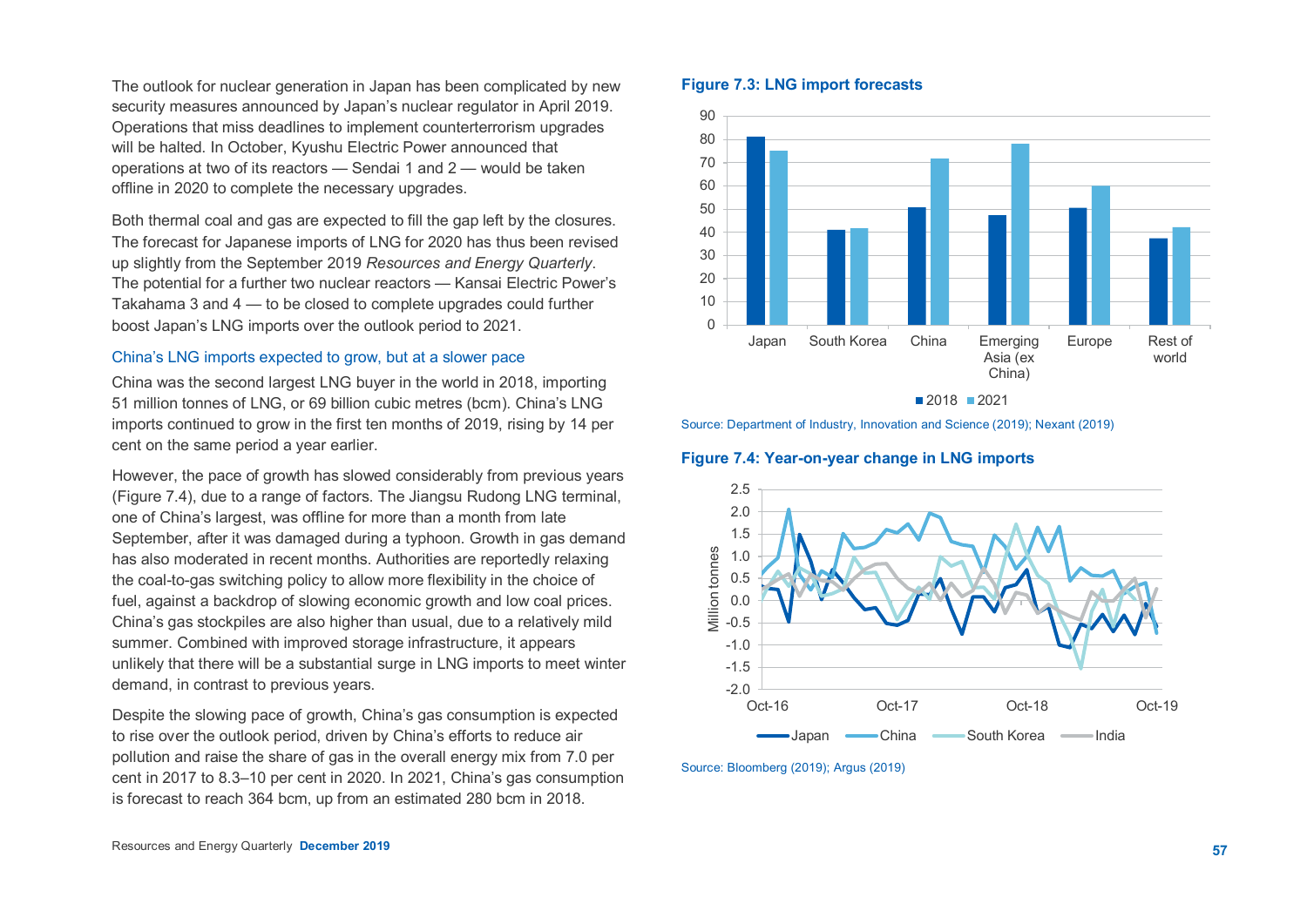The outlook for nuclear generation in Japan has been complicated by new security measures announced by Japan's nuclear regulator in April 2019. Operations that miss deadlines to implement counterterrorism upgrades will be halted. In October, Kyushu Electric Power announced that operations at two of its reactors — Sendai 1 and 2 — would be taken offline in 2020 to complete the necessary upgrades.

Both thermal coal and gas are expected to fill the gap left by the closures. The forecast for Japanese imports of LNG for 2020 has thus been revised up slightly from the September 2019 *Resources and Energy Quarterly*. The potential for a further two nuclear reactors — Kansai Electric Power's Takahama 3 and 4 — to be closed to complete upgrades could further boost Japan's LNG imports over the outlook period to 2021.

### China's LNG imports expected to grow, but at a slower pace

China was the second largest LNG buyer in the world in 2018, importing 51 million tonnes of LNG, or 69 billion cubic metres (bcm). China's LNG imports continued to grow in the first ten months of 2019, rising by 14 per cent on the same period a year earlier.

However, the pace of growth has slowed considerably from previous years (Figure 7.4), due to a range of factors. The Jiangsu Rudong LNG terminal, one of China's largest, was offline for more than a month from late September, after it was damaged during a typhoon. Growth in gas demand has also moderated in recent months. Authorities are reportedly relaxing the coal-to-gas switching policy to allow more flexibility in the choice of fuel, against a backdrop of slowing economic growth and low coal prices. China's gas stockpiles are also higher than usual, due to a relatively mild summer. Combined with improved storage infrastructure, it appears unlikely that there will be a substantial surge in LNG imports to meet winter demand, in contrast to previous years.

Despite the slowing pace of growth, China's gas consumption is expected to rise over the outlook period, driven by China's efforts to reduce air pollution and raise the share of gas in the overall energy mix from 7.0 per cent in 2017 to 8.3–10 per cent in 2020. In 2021, China's gas consumption is forecast to reach 364 bcm, up from an estimated 280 bcm in 2018.

**Figure 7.3: LNG import forecasts**

Source: Department of Industry, Innovation and Science (2019); Nexant (2019)

**Figure 7.4: Year-on-year change in LNG imports**

Source: Bloomberg (2019); Argus (2019)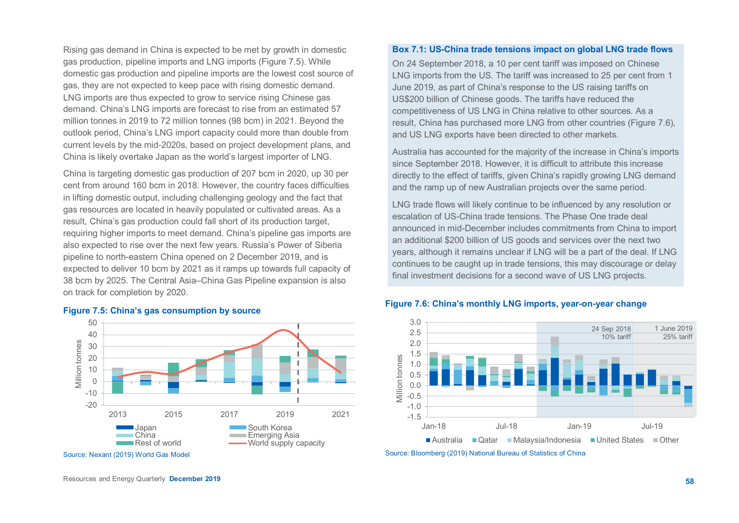Rising gas demand in China is expected to be met by growth in domestic gas production, pipeline imports and LNG imports (Figure 7.5). While domestic gas production and pipeline imports are the lowest cost source of gas, they are not expected to keep pace with rising domestic demand. LNG imports are thus expected to grow to service rising Chinese gas demand. China's LNG imports are forecast to rise from an estimated 57 million tonnes in 2019 to 72 million tonnes (98 bcm) in 2021. Beyond the outlook period, China's LNG import capacity could more than double from current levels by the mid-2020s, based on project development plans, and China is likely overtake Japan as the world's largest importer of LNG.

China is targeting domestic gas production of 207 bcm in 2020, up 30 per cent from around 160 bcm in 2018. However, the country faces difficulties in lifting domestic output, including challenging geology and the fact that gas resources are located in heavily populated or cultivated areas. As a result, China's gas production could fall short of its production target, requiring higher imports to meet demand. China's pipeline gas imports are also expected to rise over the next few years. Russia's Power of Siberia pipeline to north-eastern China opened on 2 December 2019, and is expected to deliver 10 bcm by 2021 as it ramps up towards full capacity of 38 bcm by 2025. The Central Asia–China Gas Pipeline expansion is also on track for completion by 2020.

**Figure 7.5: China's gas consumption by source**

Source: Nexant (2019) World Gas Model

### Box 7.1: US-China trade tensions impact on global LNG trade flows

On 24 September 2018, a 10 per cent tariff was imposed on Chinese LNG imports from the US. The tariff was increased to 25 per cent from 1 June 2019, as part of China's response to the US raising tariffs on US$200 billion of Chinese goods. The tariffs have reduced the competitiveness of US LNG in China relative to other sources. As a result, China has purchased more LNG from other countries (Figure 7.6), and US LNG exports have been directed to other markets.

Australia has accounted for the majority of the increase in China's imports since September 2018. However, it is difficult to attribute this increase directly to the effect of tariffs, given China's rapidly growing LNG demand and the ramp up of new Australian projects over the same period.

LNG trade flows will likely continue to be influenced by any resolution or escalation of US-China trade tensions. The Phase One trade deal announced in mid-December includes commitments from China to import an additional $200 billion of US goods and services over the next two years, although it remains unclear if LNG will be a part of the deal. If LNG continues to be caught up in trade tensions, this may discourage or delay final investment decisions for a second wave of US LNG projects.

**Figure 7.6: China's monthly LNG imports, year-on-year change**

Source: Bloomberg (2019) National Bureau of Statistics of China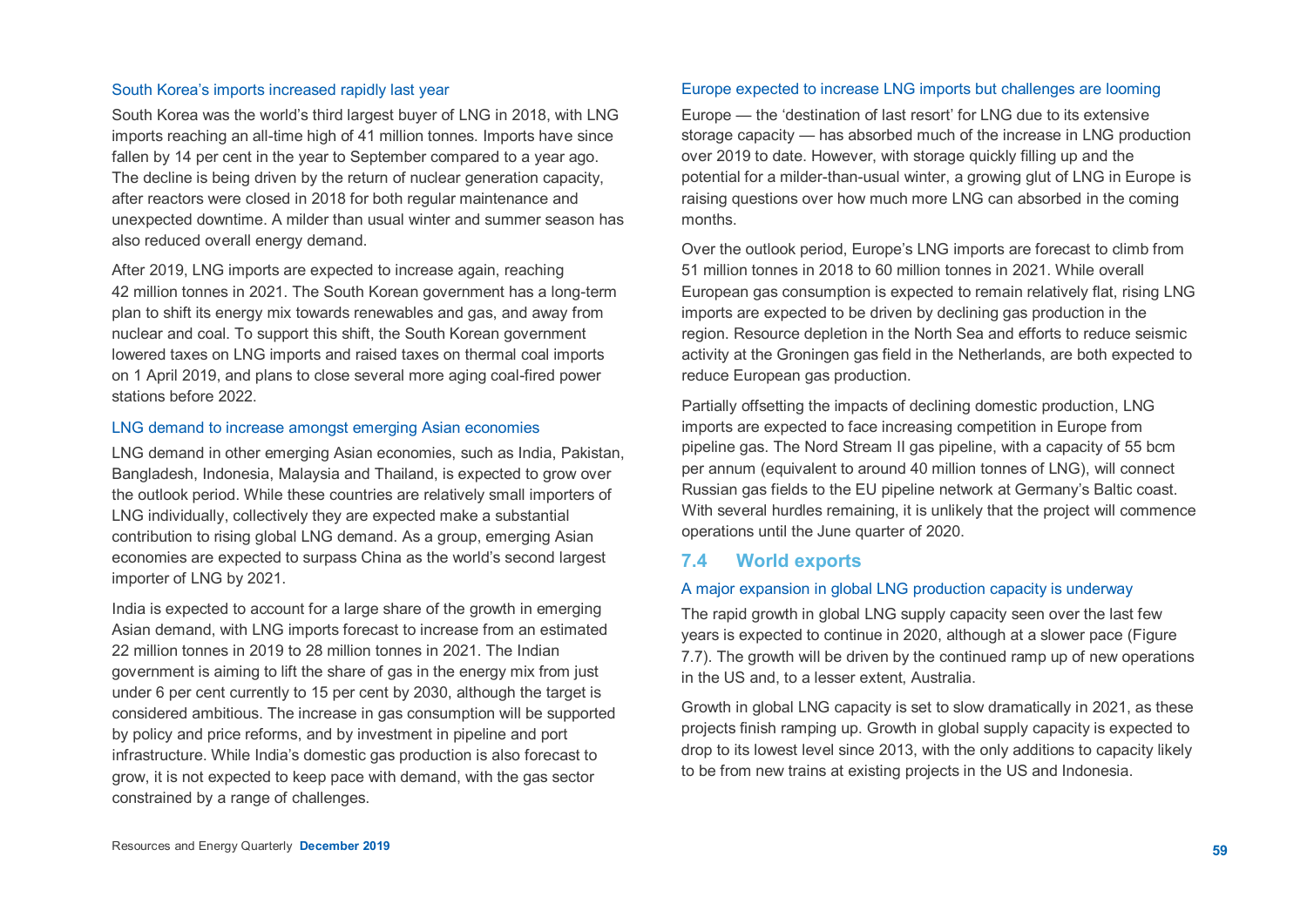### South Korea's imports increased rapidly last year

South Korea was the world's third largest buyer of LNG in 2018, with LNG imports reaching an all-time high of 41 million tonnes. Imports have since fallen by 14 per cent in the year to September compared to a year ago. The decline is being driven by the return of nuclear generation capacity, after reactors were closed in 2018 for both regular maintenance and unexpected downtime. A milder than usual winter and summer season has also reduced overall energy demand.

After 2019, LNG imports are expected to increase again, reaching 42 million tonnes in 2021. The South Korean government has a long-term plan to shift its energy mix towards renewables and gas, and away from nuclear and coal. To support this shift, the South Korean government lowered taxes on LNG imports and raised taxes on thermal coal imports on 1 April 2019, and plans to close several more aging coal-fired power stations before 2022.

### LNG demand to increase amongst emerging Asian economies

LNG demand in other emerging Asian economies, such as India, Pakistan, Bangladesh, Indonesia, Malaysia and Thailand, is expected to grow over the outlook period. While these countries are relatively small importers of LNG individually, collectively they are expected make a substantial contribution to rising global LNG demand. As a group, emerging Asian economies are expected to surpass China as the world's second largest importer of LNG by 2021.

India is expected to account for a large share of the growth in emerging Asian demand, with LNG imports forecast to increase from an estimated 22 million tonnes in 2019 to 28 million tonnes in 2021. The Indian government is aiming to lift the share of gas in the energy mix from just under 6 per cent currently to 15 per cent by 2030, although the target is considered ambitious. The increase in gas consumption will be supported by policy and price reforms, and by investment in pipeline and port infrastructure. While India's domestic gas production is also forecast to grow, it is not expected to keep pace with demand, with the gas sector constrained by a range of challenges.

### Europe expected to increase LNG imports but challenges are looming

Europe — the 'destination of last resort' for LNG due to its extensive storage capacity — has absorbed much of the increase in LNG production over 2019 to date. However, with storage quickly filling up and the potential for a milder-than-usual winter, a growing glut of LNG in Europe is raising questions over how much more LNG can absorbed in the coming months.

Over the outlook period, Europe's LNG imports are forecast to climb from 51 million tonnes in 2018 to 60 million tonnes in 2021. While overall European gas consumption is expected to remain relatively flat, rising LNG imports are expected to be driven by declining gas production in the region. Resource depletion in the North Sea and efforts to reduce seismic activity at the Groningen gas field in the Netherlands, are both expected to reduce European gas production.

Partially offsetting the impacts of declining domestic production, LNG imports are expected to face increasing competition in Europe from pipeline gas. The Nord Stream II gas pipeline, with a capacity of 55 bcm per annum (equivalent to around 40 million tonnes of LNG), will connect Russian gas fields to the EU pipeline network at Germany's Baltic coast. With several hurdles remaining, it is unlikely that the project will commence operations until the June quarter of 2020.

## 7.4 World exports

### A major expansion in global LNG production capacity is underway

The rapid growth in global LNG supply capacity seen over the last few years is expected to continue in 2020, although at a slower pace (Figure 7.7). The growth will be driven by the continued ramp up of new operations in the US and, to a lesser extent, Australia.

Growth in global LNG capacity is set to slow dramatically in 2021, as these projects finish ramping up. Growth in global supply capacity is expected to drop to its lowest level since 2013, with the only additions to capacity likely to be from new trains at existing projects in the US and Indonesia.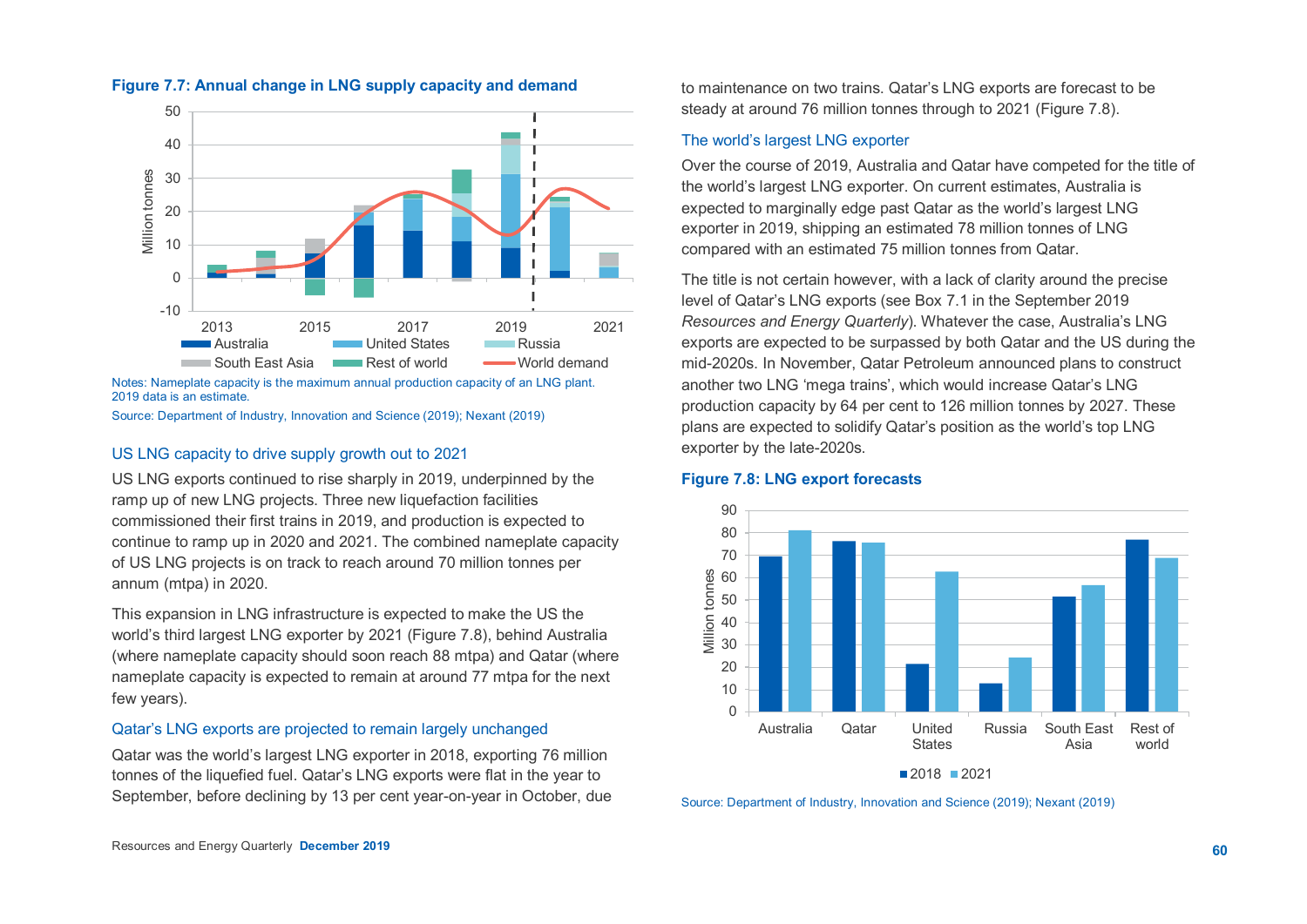**Figure 7.7: Annual change in LNG supply capacity and demand**

Notes: Nameplate capacity is the maximum annual production capacity of an LNG plant. 2019 data is an estimate.

Source: Department of Industry, Innovation and Science (2019); Nexant (2019)

## US LNG capacity to drive supply growth out to 2021

US LNG exports continued to rise sharply in 2019, underpinned by the ramp up of new LNG projects. Three new liquefaction facilities commissioned their first trains in 2019, and production is expected to continue to ramp up in 2020 and 2021. The combined nameplate capacity of US LNG projects is on track to reach around 70 million tonnes per annum (mtpa) in 2020.

This expansion in LNG infrastructure is expected to make the US the world's third largest LNG exporter by 2021 (Figure 7.8), behind Australia (where nameplate capacity should soon reach 88 mtpa) and Qatar (where nameplate capacity is expected to remain at around 77 mtpa for the next few years).

## Qatar's LNG exports are projected to remain largely unchanged

Qatar was the world's largest LNG exporter in 2018, exporting 76 million tonnes of the liquefied fuel. Qatar's LNG exports were flat in the year to September, before declining by 13 per cent year-on-year in October, due to maintenance on two trains. Qatar's LNG exports are forecast to be steady at around 76 million tonnes through to 2021 (Figure 7.8).

## The world's largest LNG exporter

Over the course of 2019, Australia and Qatar have competed for the title of the world's largest LNG exporter. On current estimates, Australia is expected to marginally edge past Qatar as the world's largest LNG exporter in 2019, shipping an estimated 78 million tonnes of LNG compared with an estimated 75 million tonnes from Qatar.

The title is not certain however, with a lack of clarity around the precise level of Qatar's LNG exports (see Box 7.1 in the September 2019 *Resources and Energy Quarterly*). Whatever the case, Australia's LNG exports are expected to be surpassed by both Qatar and the US during the mid-2020s. In November, Qatar Petroleum announced plans to construct another two LNG 'mega trains', which would increase Qatar's LNG production capacity by 64 per cent to 126 million tonnes by 2027. These plans are expected to solidify Qatar's position as the world's top LNG exporter by the late-2020s.

**Figure 7.8: LNG export forecasts**

Source: Department of Industry, Innovation and Science (2019); Nexant (2019)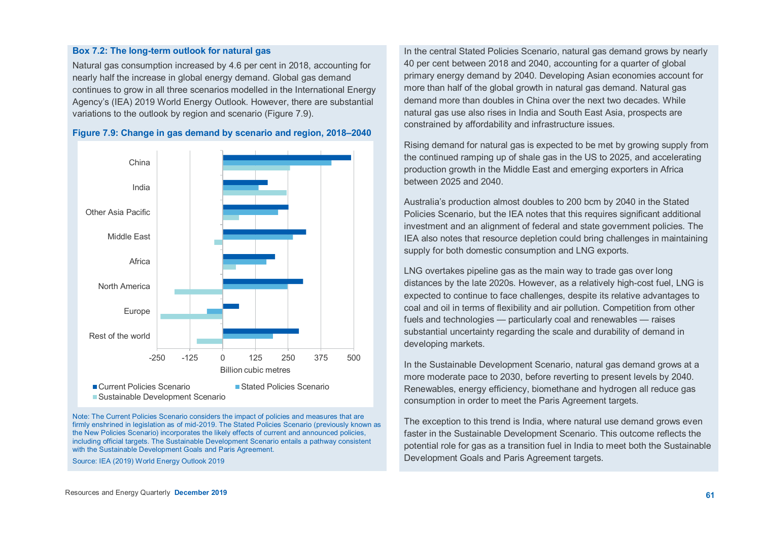### Box 7.2: The long-term outlook for natural gas

Natural gas consumption increased by 4.6 per cent in 2018, accounting for nearly half the increase in global energy demand. Global gas demand continues to grow in all three scenarios modelled in the International Energy Agency's (IEA) 2019 World Energy Outlook. However, there are substantial variations to the outlook by region and scenario (Figure 7.9).

**Figure 7.9: Change in gas demand by scenario and region, 2018–2040**

Note: The Current Policies Scenario considers the impact of policies and measures that are firmly enshrined in legislation as of mid-2019. The Stated Policies Scenario (previously known as the New Policies Scenario) incorporates the likely effects of current and announced policies, including official targets. The Sustainable Development Scenario entails a pathway consistent with the Sustainable Development Goals and Paris Agreement.

Source: IEA (2019) World Energy Outlook 2019

In the central Stated Policies Scenario, natural gas demand grows by nearly 40 per cent between 2018 and 2040, accounting for a quarter of global primary energy demand by 2040. Developing Asian economies account for more than half of the global growth in natural gas demand. Natural gas demand more than doubles in China over the next two decades. While natural gas use also rises in India and South East Asia, prospects are constrained by affordability and infrastructure issues.

Rising demand for natural gas is expected to be met by growing supply from the continued ramping up of shale gas in the US to 2025, and accelerating production growth in the Middle East and emerging exporters in Africa between 2025 and 2040.

Australia's production almost doubles to 200 bcm by 2040 in the Stated Policies Scenario, but the IEA notes that this requires significant additional investment and an alignment of federal and state government policies. The IEA also notes that resource depletion could bring challenges in maintaining supply for both domestic consumption and LNG exports.

LNG overtakes pipeline gas as the main way to trade gas over long distances by the late 2020s. However, as a relatively high-cost fuel, LNG is expected to continue to face challenges, despite its relative advantages to coal and oil in terms of flexibility and air pollution. Competition from other fuels and technologies — particularly coal and renewables — raises substantial uncertainty regarding the scale and durability of demand in developing markets.

In the Sustainable Development Scenario, natural gas demand grows at a more moderate pace to 2030, before reverting to present levels by 2040. Renewables, energy efficiency, biomethane and hydrogen all reduce gas consumption in order to meet the Paris Agreement targets.

The exception to this trend is India, where natural use demand grows even faster in the Sustainable Development Scenario. This outcome reflects the potential role for gas as a transition fuel in India to meet both the Sustainable Development Goals and Paris Agreement targets.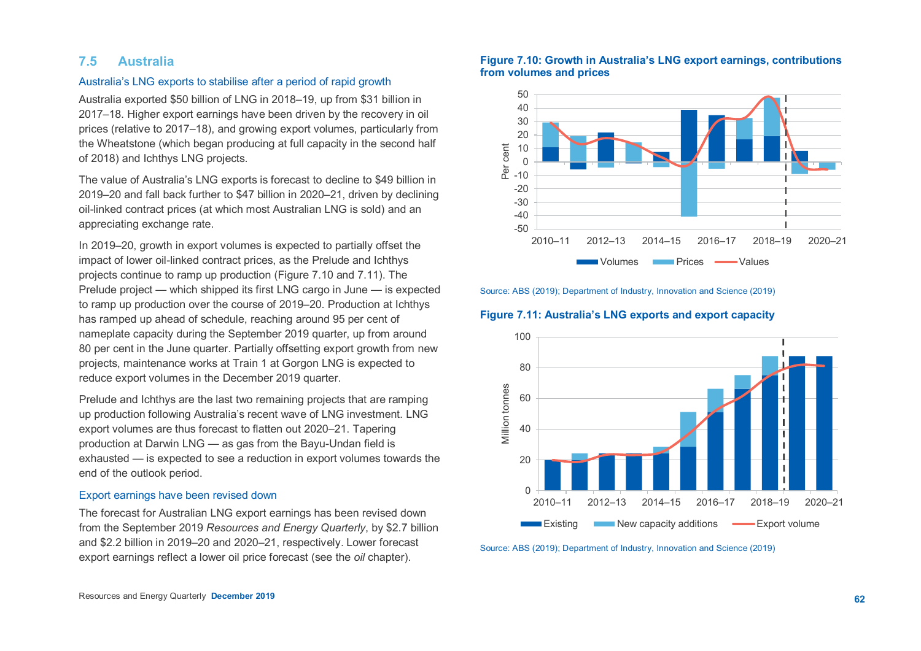## 7.5 Australia

### Australia's LNG exports to stabilise after a period of rapid growth

Australia exported $50 billion of LNG in 2018–19, up from $31 billion in 2017–18. Higher export earnings have been driven by the recovery in oil prices (relative to 2017–18), and growing export volumes, particularly from the Wheatstone (which began producing at full capacity in the second half of 2018) and Ichthys LNG projects.

The value of Australia's LNG exports is forecast to decline to $49 billion in 2019–20 and fall back further to $47 billion in 2020–21, driven by declining oil-linked contract prices (at which most Australian LNG is sold) and an appreciating exchange rate.

In 2019–20, growth in export volumes is expected to partially offset the impact of lower oil-linked contract prices, as the Prelude and Ichthys projects continue to ramp up production (Figure 7.10 and 7.11). The Prelude project — which shipped its first LNG cargo in June — is expected to ramp up production over the course of 2019–20. Production at Ichthys has ramped up ahead of schedule, reaching around 95 per cent of nameplate capacity during the September 2019 quarter, up from around 80 per cent in the June quarter. Partially offsetting export growth from new projects, maintenance works at Train 1 at Gorgon LNG is expected to reduce export volumes in the December 2019 quarter.

Prelude and Ichthys are the last two remaining projects that are ramping up production following Australia's recent wave of LNG investment. LNG export volumes are thus forecast to flatten out 2020–21. Tapering production at Darwin LNG — as gas from the Bayu-Undan field is exhausted — is expected to see a reduction in export volumes towards the end of the outlook period.

### Export earnings have been revised down

The forecast for Australian LNG export earnings has been revised down from the September 2019 *Resources and Energy Quarterly*, by $2.7 billion and $2.2 billion in 2019–20 and 2020–21, respectively. Lower forecast export earnings reflect a lower oil price forecast (see the *oil* chapter).

**Figure 7.10: Growth in Australia's LNG export earnings, contributions from volumes and prices**

Source: ABS (2019); Department of Industry, Innovation and Science (2019)

**Figure 7.11: Australia's LNG exports and export capacity**

Source: ABS (2019); Department of Industry, Innovation and Science (2019)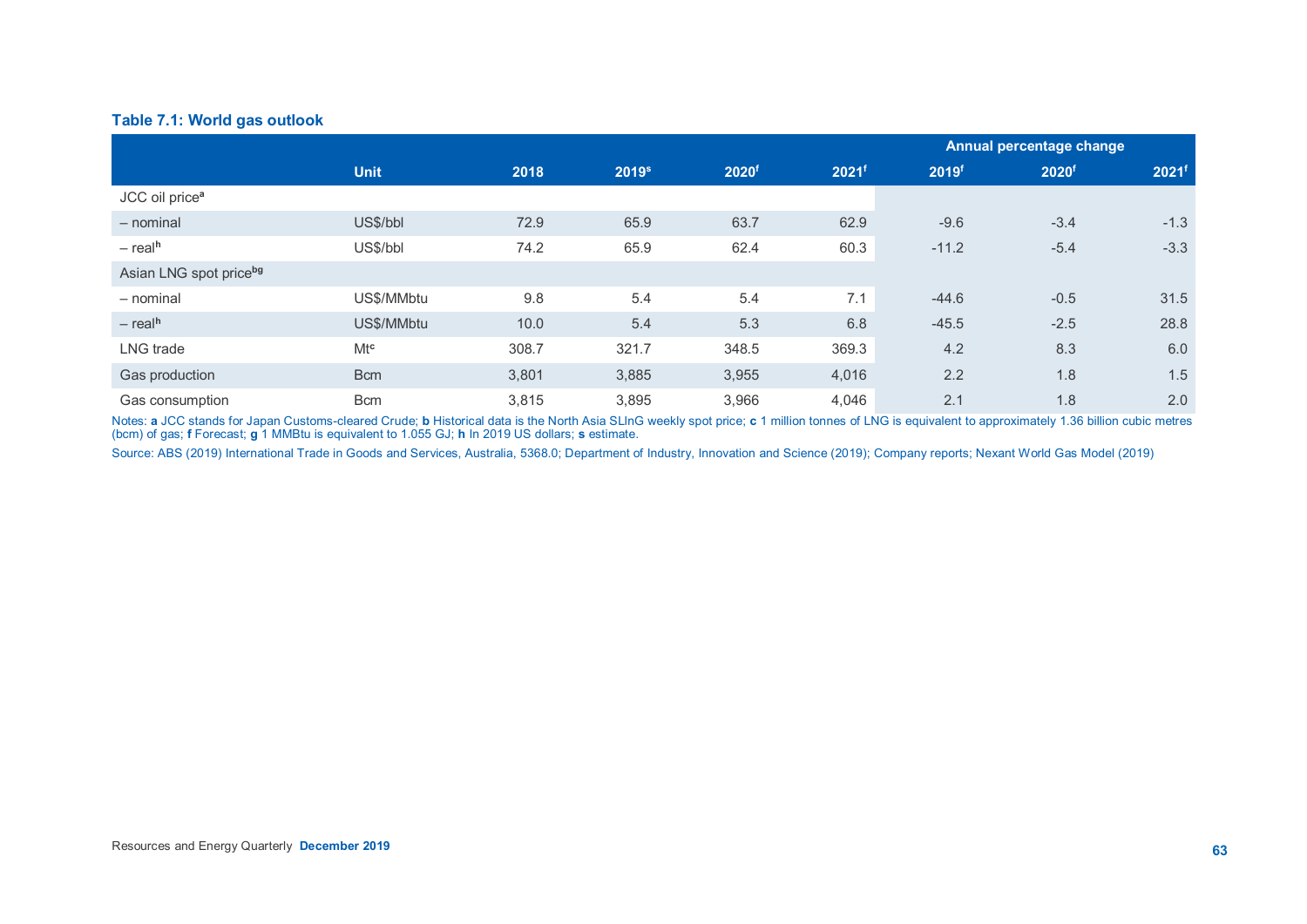### Table 7.1: World gas outlook

| | Unit | 2018 | 2019[s] | 2020[f] | 2021[f] | Annual percentage change 2019[f] | 2020[f] | 2021[f] |
|---|---|---|---|---|---|---|---|---|
| JCC oil price[a] | | | | | | | | |
| – nominal | US$/bbl | 72.9 | 65.9 | 63.7 | 62.9 | -9.6 | -3.4 | -1.3 |
| – real[h] | US$/bbl | 74.2 | 65.9 | 62.4 | 60.3 | -11.2 | -5.4 | -3.3 |
| Asian LNG spot price[bg] | | | | | | | | |
| – nominal | US$/MMbtu | 9.8 | 5.4 | 5.4 | 7.1 | -44.6 | -0.5 | 31.5 |
| – real[h] | US$/MMbtu | 10.0 | 5.4 | 5.3 | 6.8 | -45.5 | -2.5 | 28.8 |
| LNG trade | Mt[c] | 308.7 | 321.7 | 348.5 | 369.3 | 4.2 | 8.3 | 6.0 |
| Gas production | Bcm | 3,801 | 3,885 | 3,955 | 4,016 | 2.2 | 1.8 | 1.5 |
| Gas consumption | Bcm | 3,815 | 3,895 | 3,966 | 4,046 | 2.1 | 1.8 | 2.0 |

Notes: **a** JCC stands for Japan Customs-cleared Crude; **b** Historical data is the North Asia SLInG weekly spot price; **c** 1 million tonnes of LNG is equivalent to approximately 1.36 billion cubic metres (bcm) of gas; **f** Forecast; **g** 1 MMBtu is equivalent to 1.055 GJ; **h** In 2019 US dollars; **s** estimate.

Source: ABS (2019) International Trade in Goods and Services, Australia, 5368.0; Department of Industry, Innovation and Science (2019); Company reports; Nexant World Gas Model (2019)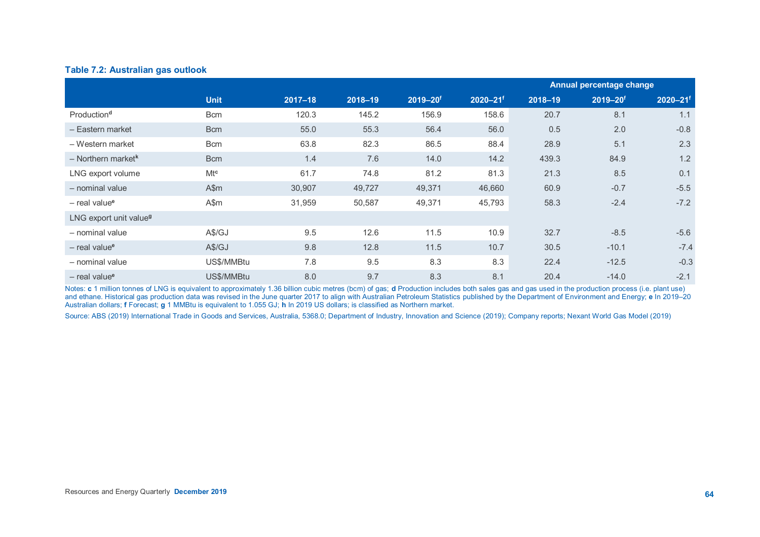**Table 7.2: Australian gas outlook**

| | Unit | 2017–18 | 2018–19 | 2019–20[f] | 2020–21[f] | Annual percentage change 2018–19 | 2019–20[f] | 2020–21[f] |
|---|---|---|---|---|---|---|---|---|
| Production[d] | Bcm | 120.3 | 145.2 | 156.9 | 158.6 | 20.7 | 8.1 | 1.1 |
| – Eastern market | Bcm | 55.0 | 55.3 | 56.4 | 56.0 | 0.5 | 2.0 | -0.8 |
| – Western market | Bcm | 63.8 | 82.3 | 86.5 | 88.4 | 28.9 | 5.1 | 2.3 |
| – Northern market[k] | Bcm | 1.4 | 7.6 | 14.0 | 14.2 | 439.3 | 84.9 | 1.2 |
| LNG export volume | Mt[c] | 61.7 | 74.8 | 81.2 | 81.3 | 21.3 | 8.5 | 0.1 |
| – nominal value | A$m | 30,907 | 49,727 | 49,371 | 46,660 | 60.9 | -0.7 | -5.5 |
| – real value[e] | A$m | 31,959 | 50,587 | 49,371 | 45,793 | 58.3 | -2.4 | -7.2 |
| LNG export unit value[g] | | | | | | | | |
| – nominal value | A$/GJ | 9.5 | 12.6 | 11.5 | 10.9 | 32.7 | -8.5 | -5.6 |
| – real value[e] | A$/GJ | 9.8 | 12.8 | 11.5 | 10.7 | 30.5 | -10.1 | -7.4 |
| – nominal value | US$/MMBtu | 7.8 | 9.5 | 8.3 | 8.3 | 22.4 | -12.5 | -0.3 |
| – real value[e] | US$/MMBtu | 8.0 | 9.7 | 8.3 | 8.1 | 20.4 | -14.0 | -2.1 |

Notes: **c** 1 million tonnes of LNG is equivalent to approximately 1.36 billion cubic metres (bcm) of gas; **d** Production includes both sales gas and gas used in the production process (i.e. plant use) and ethane. Historical gas production data was revised in the June quarter 2017 to align with Australian Petroleum Statistics published by the Department of Environment and Energy; **e** In 2019–20 Australian dollars; **f** Forecast; **g** 1 MMBtu is equivalent to 1.055 GJ; **h** In 2019 US dollars; is classified as Northern market.

Source: ABS (2019) International Trade in Goods and Services, Australia, 5368.0; Department of Industry, Innovation and Science (2019); Company reports; Nexant World Gas Model (2019)